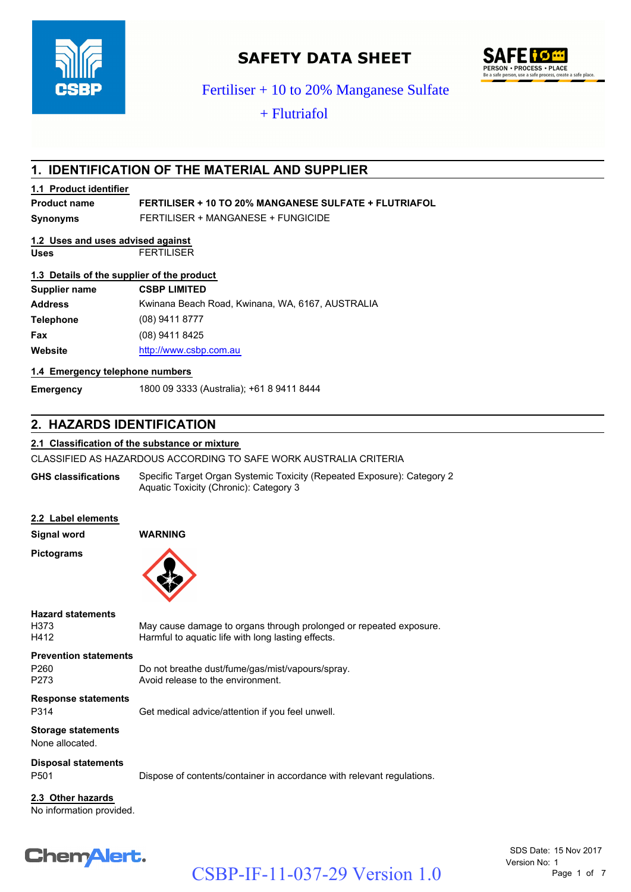# SAFETY DATA SHEET

Fertiliser + 10 to 20% Manganese Sulfate + Flutriafol

## 1. IDENTIFICATION OF THE MATERIAL AND SUPPLIER

### 1.1 Product identifier

| | |
|---|---|
| **Product name** | **FERTILISER + 10 TO 20% MANGANESE SULFATE + FLUTRIAFOL** |
| **Synonyms** | FERTILISER + MANGANESE + FUNGICIDE |

### 1.2 Uses and uses advised against

| | |
|---|---|
| **Uses** | FERTILISER |

### 1.3 Details of the supplier of the product

| | |
|---|---|
| **Supplier name** | **CSBP LIMITED** |
| **Address** | Kwinana Beach Road, Kwinana, WA, 6167, AUSTRALIA |
| **Telephone** | (08) 9411 8777 |
| **Fax** | (08) 9411 8425 |
| **Website** | http://www.csbp.com.au |

### 1.4 Emergency telephone numbers

| | |
|---|---|
| **Emergency** | 1800 09 3333 (Australia); +61 8 9411 8444 |

## 2. HAZARDS IDENTIFICATION

### 2.1 Classification of the substance or mixture

CLASSIFIED AS HAZARDOUS ACCORDING TO SAFE WORK AUSTRALIA CRITERIA

| | |
|---|---|
| **GHS classifications** | Specific Target Organ Systemic Toxicity (Repeated Exposure): Category 2<br>Aquatic Toxicity (Chronic): Category 3 |

### 2.2 Label elements

| | |
|---|---|
| **Signal word** | **WARNING** |

**Pictograms**

**Hazard statements**

| | |
|---|---|
| H373 | May cause damage to organs through prolonged or repeated exposure. |
| H412 | Harmful to aquatic life with long lasting effects. |

**Prevention statements**

| | |
|---|---|
| P260 | Do not breathe dust/fume/gas/mist/vapours/spray. |
| P273 | Avoid release to the environment. |

**Response statements**

| | |
|---|---|
| P314 | Get medical advice/attention if you feel unwell. |

**Storage statements**

None allocated.

**Disposal statements**

| | |
|---|---|
| P501 | Dispose of contents/container in accordance with relevant regulations. |

### 2.3 Other hazards

No information provided.

SDS Date: 15 Nov 2017
Version No: 1

CSBP-IF-11-037-29 Version 1.0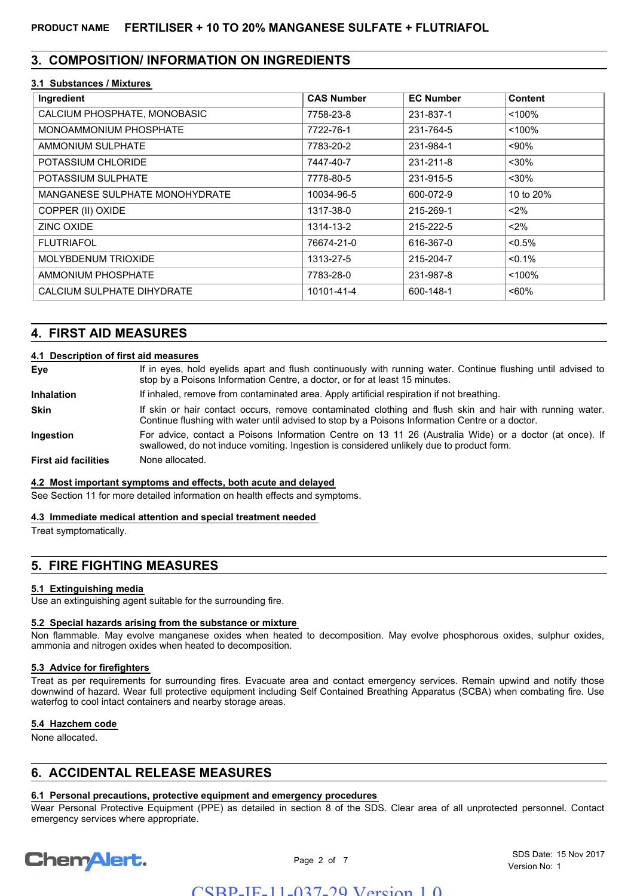## 3. COMPOSITION/ INFORMATION ON INGREDIENTS

### 3.1 Substances / Mixtures

| Ingredient | CAS Number | EC Number | Content |
|---|---|---|---|
| CALCIUM PHOSPHATE, MONOBASIC | 7758-23-8 | 231-837-1 | <100% |
| MONOAMMONIUM PHOSPHATE | 7722-76-1 | 231-764-5 | <100% |
| AMMONIUM SULPHATE | 7783-20-2 | 231-984-1 | <90% |
| POTASSIUM CHLORIDE | 7447-40-7 | 231-211-8 | <30% |
| POTASSIUM SULPHATE | 7778-80-5 | 231-915-5 | <30% |
| MANGANESE SULPHATE MONOHYDRATE | 10034-96-5 | 600-072-9 | 10 to 20% |
| COPPER (II) OXIDE | 1317-38-0 | 215-269-1 | <2% |
| ZINC OXIDE | 1314-13-2 | 215-222-5 | <2% |
| FLUTRIAFOL | 76674-21-0 | 616-367-0 | <0.5% |
| MOLYBDENUM TRIOXIDE | 1313-27-5 | 215-204-7 | <0.1% |
| AMMONIUM PHOSPHATE | 7783-28-0 | 231-987-8 | <100% |
| CALCIUM SULPHATE DIHYDRATE | 10101-41-4 | 600-148-1 | <60% |

## 4. FIRST AID MEASURES

### 4.1 Description of first aid measures

**Eye** If in eyes, hold eyelids apart and flush continuously with running water. Continue flushing until advised to stop by a Poisons Information Centre, a doctor, or for at least 15 minutes.

**Inhalation** If inhaled, remove from contaminated area. Apply artificial respiration if not breathing.

**Skin** If skin or hair contact occurs, remove contaminated clothing and flush skin and hair with running water. Continue flushing with water until advised to stop by a Poisons Information Centre or a doctor.

**Ingestion** For advice, contact a Poisons Information Centre on 13 11 26 (Australia Wide) or a doctor (at once). If swallowed, do not induce vomiting. Ingestion is considered unlikely due to product form.

**First aid facilities** None allocated.

### 4.2 Most important symptoms and effects, both acute and delayed

See Section 11 for more detailed information on health effects and symptoms.

### 4.3 Immediate medical attention and special treatment needed

Treat symptomatically.

## 5. FIRE FIGHTING MEASURES

### 5.1 Extinguishing media

Use an extinguishing agent suitable for the surrounding fire.

### 5.2 Special hazards arising from the substance or mixture

Non flammable. May evolve manganese oxides when heated to decomposition. May evolve phosphorous oxides, sulphur oxides, ammonia and nitrogen oxides when heated to decomposition.

### 5.3 Advice for firefighters

Treat as per requirements for surrounding fires. Evacuate area and contact emergency services. Remain upwind and notify those downwind of hazard. Wear full protective equipment including Self Contained Breathing Apparatus (SCBA) when combating fire. Use waterfog to cool intact containers and nearby storage areas.

### 5.4 Hazchem code

None allocated.

## 6. ACCIDENTAL RELEASE MEASURES

### 6.1 Personal precautions, protective equipment and emergency procedures

Wear Personal Protective Equipment (PPE) as detailed in section 8 of the SDS. Clear area of all unprotected personnel. Contact emergency services where appropriate.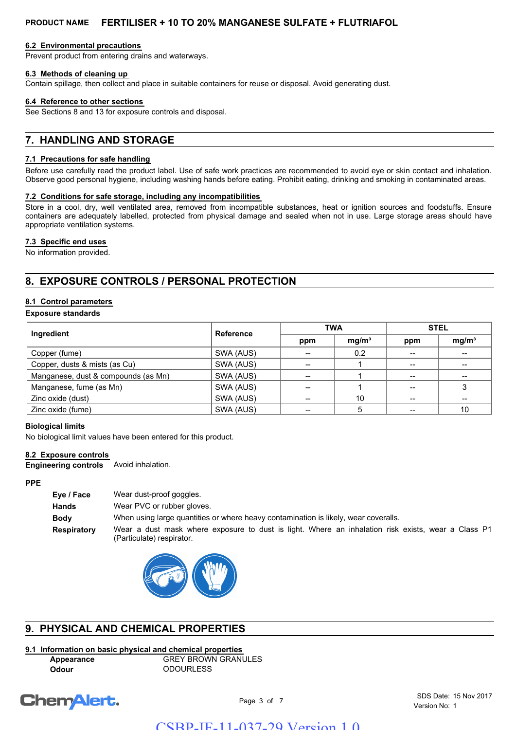### 6.2 Environmental precautions

Prevent product from entering drains and waterways.

### 6.3 Methods of cleaning up

Contain spillage, then collect and place in suitable containers for reuse or disposal. Avoid generating dust.

### 6.4 Reference to other sections

See Sections 8 and 13 for exposure controls and disposal.

## 7. HANDLING AND STORAGE

### 7.1 Precautions for safe handling

Before use carefully read the product label. Use of safe work practices are recommended to avoid eye or skin contact and inhalation. Observe good personal hygiene, including washing hands before eating. Prohibit eating, drinking and smoking in contaminated areas.

### 7.2 Conditions for safe storage, including any incompatibilities

Store in a cool, dry, well ventilated area, removed from incompatible substances, heat or ignition sources and foodstuffs. Ensure containers are adequately labelled, protected from physical damage and sealed when not in use. Large storage areas should have appropriate ventilation systems.

### 7.3 Specific end uses

No information provided.

## 8. EXPOSURE CONTROLS / PERSONAL PROTECTION

### 8.1 Control parameters

**Exposure standards**

| Ingredient | Reference | TWA | | STEL | |
|---|---|---|---|---|---|
| | | ppm | mg/m³ | ppm | mg/m³ |
| Copper (fume) | SWA (AUS) | -- | 0.2 | -- | -- |
| Copper, dusts & mists (as Cu) | SWA (AUS) | -- | 1 | -- | -- |
| Manganese, dust & compounds (as Mn) | SWA (AUS) | -- | 1 | -- | -- |
| Manganese, fume (as Mn) | SWA (AUS) | -- | 1 | -- | 3 |
| Zinc oxide (dust) | SWA (AUS) | -- | 10 | -- | -- |
| Zinc oxide (fume) | SWA (AUS) | -- | 5 | -- | 10 |

**Biological limits**

No biological limit values have been entered for this product.

### 8.2 Exposure controls

**Engineering controls** Avoid inhalation.

**PPE**

**Eye / Face** Wear dust-proof goggles.

**Hands** Wear PVC or rubber gloves.

**Body** When using large quantities or where heavy contamination is likely, wear coveralls.

**Respiratory** Wear a dust mask where exposure to dust is light. Where an inhalation risk exists, wear a Class P1 (Particulate) respirator.

## 9. PHYSICAL AND CHEMICAL PROPERTIES

### 9.1 Information on basic physical and chemical properties

**Appearance** GREY BROWN GRANULES

**Odour** ODOURLESS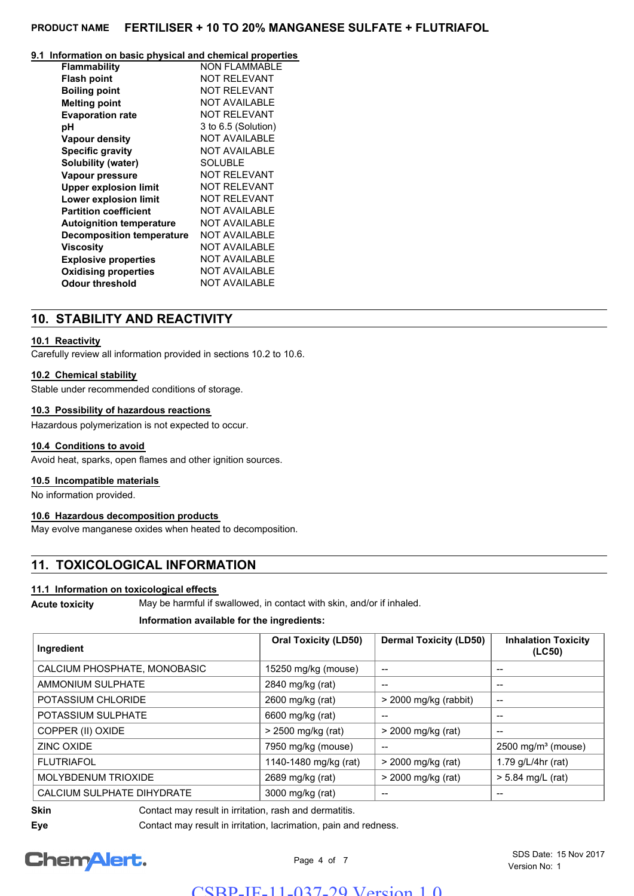## 9.1 Information on basic physical and chemical properties

| | |
|---|---|
| **Flammability** | NON FLAMMABLE |
| **Flash point** | NOT RELEVANT |
| **Boiling point** | NOT RELEVANT |
| **Melting point** | NOT AVAILABLE |
| **Evaporation rate** | NOT RELEVANT |
| **pH** | 3 to 6.5 (Solution) |
| **Vapour density** | NOT AVAILABLE |
| **Specific gravity** | NOT AVAILABLE |
| **Solubility (water)** | SOLUBLE |
| **Vapour pressure** | NOT RELEVANT |
| **Upper explosion limit** | NOT RELEVANT |
| **Lower explosion limit** | NOT RELEVANT |
| **Partition coefficient** | NOT AVAILABLE |
| **Autoignition temperature** | NOT AVAILABLE |
| **Decomposition temperature** | NOT AVAILABLE |
| **Viscosity** | NOT AVAILABLE |
| **Explosive properties** | NOT AVAILABLE |
| **Oxidising properties** | NOT AVAILABLE |
| **Odour threshold** | NOT AVAILABLE |

# 10. STABILITY AND REACTIVITY

### 10.1 Reactivity

Carefully review all information provided in sections 10.2 to 10.6.

### 10.2 Chemical stability

Stable under recommended conditions of storage.

### 10.3 Possibility of hazardous reactions

Hazardous polymerization is not expected to occur.

### 10.4 Conditions to avoid

Avoid heat, sparks, open flames and other ignition sources.

### 10.5 Incompatible materials

No information provided.

### 10.6 Hazardous decomposition products

May evolve manganese oxides when heated to decomposition.

# 11. TOXICOLOGICAL INFORMATION

### 11.1 Information on toxicological effects

**Acute toxicity** May be harmful if swallowed, in contact with skin, and/or if inhaled.

**Information available for the ingredients:**

| Ingredient | Oral Toxicity (LD50) | Dermal Toxicity (LD50) | Inhalation Toxicity (LC50) |
|---|---|---|---|
| CALCIUM PHOSPHATE, MONOBASIC | 15250 mg/kg (mouse) | -- | -- |
| AMMONIUM SULPHATE | 2840 mg/kg (rat) | -- | -- |
| POTASSIUM CHLORIDE | 2600 mg/kg (rat) | > 2000 mg/kg (rabbit) | -- |
| POTASSIUM SULPHATE | 6600 mg/kg (rat) | -- | -- |
| COPPER (II) OXIDE | > 2500 mg/kg (rat) | > 2000 mg/kg (rat) | -- |
| ZINC OXIDE | 7950 mg/kg (mouse) | -- | 2500 mg/m³ (mouse) |
| FLUTRIAFOL | 1140-1480 mg/kg (rat) | > 2000 mg/kg (rat) | 1.79 g/L/4hr (rat) |
| MOLYBDENUM TRIOXIDE | 2689 mg/kg (rat) | > 2000 mg/kg (rat) | > 5.84 mg/L (rat) |
| CALCIUM SULPHATE DIHYDRATE | 3000 mg/kg (rat) | -- | -- |

**Skin** Contact may result in irritation, rash and dermatitis.

**Eye** Contact may result in irritation, lacrimation, pain and redness.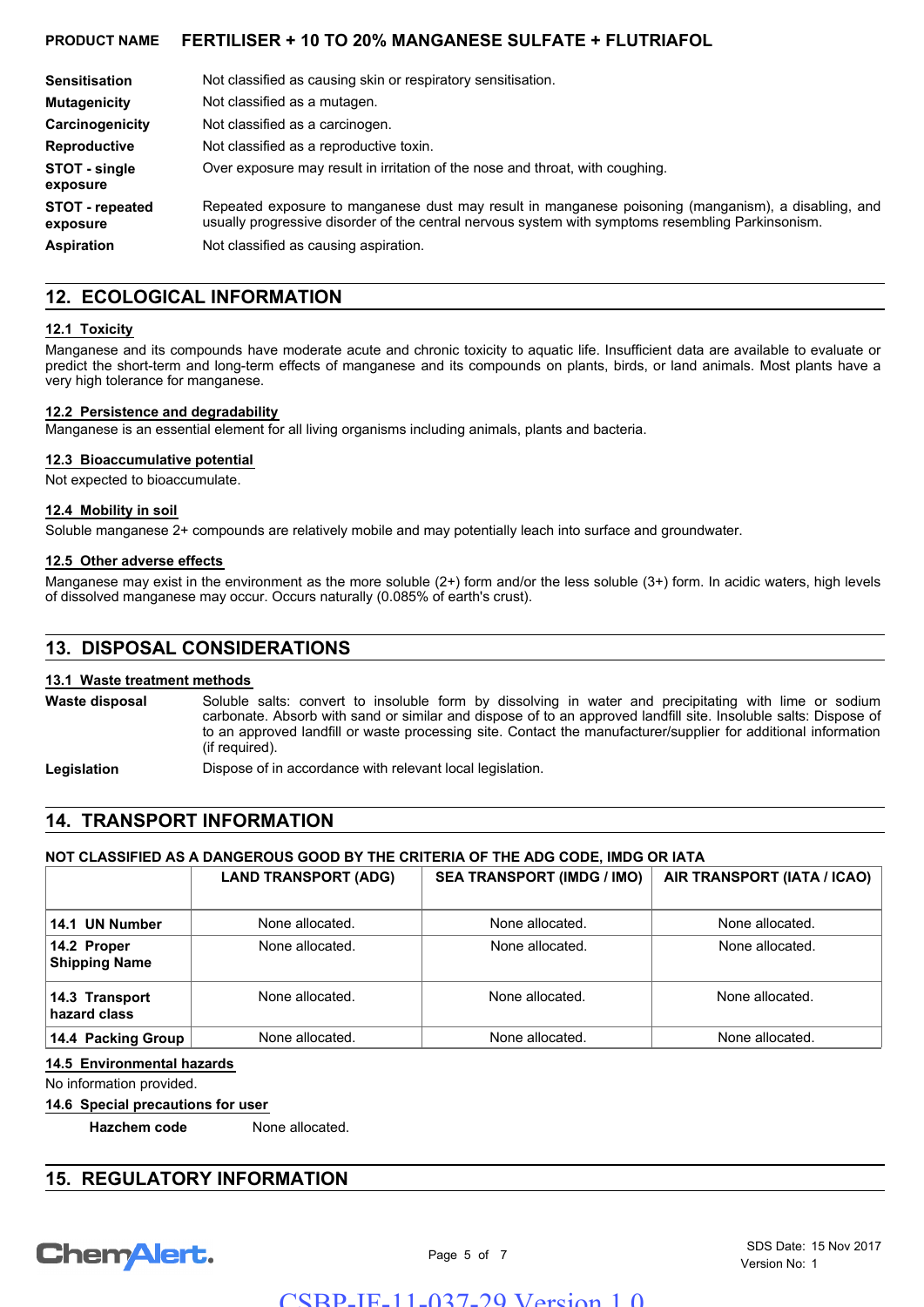| | |
|---|---|
| **Sensitisation** | Not classified as causing skin or respiratory sensitisation. |
| **Mutagenicity** | Not classified as a mutagen. |
| **Carcinogenicity** | Not classified as a carcinogen. |
| **Reproductive** | Not classified as a reproductive toxin. |
| **STOT - single exposure** | Over exposure may result in irritation of the nose and throat, with coughing. |
| **STOT - repeated exposure** | Repeated exposure to manganese dust may result in manganese poisoning (manganism), a disabling, and usually progressive disorder of the central nervous system with symptoms resembling Parkinsonism. |
| **Aspiration** | Not classified as causing aspiration. |

## 12. ECOLOGICAL INFORMATION

### 12.1 Toxicity

Manganese and its compounds have moderate acute and chronic toxicity to aquatic life. Insufficient data are available to evaluate or predict the short-term and long-term effects of manganese and its compounds on plants, birds, or land animals. Most plants have a very high tolerance for manganese.

### 12.2 Persistence and degradability

Manganese is an essential element for all living organisms including animals, plants and bacteria.

### 12.3 Bioaccumulative potential

Not expected to bioaccumulate.

### 12.4 Mobility in soil

Soluble manganese 2+ compounds are relatively mobile and may potentially leach into surface and groundwater.

### 12.5 Other adverse effects

Manganese may exist in the environment as the more soluble (2+) form and/or the less soluble (3+) form. In acidic waters, high levels of dissolved manganese may occur. Occurs naturally (0.085% of earth's crust).

## 13. DISPOSAL CONSIDERATIONS

### 13.1 Waste treatment methods

| | |
|---|---|
| **Waste disposal** | Soluble salts: convert to insoluble form by dissolving in water and precipitating with lime or sodium carbonate. Absorb with sand or similar and dispose of to an approved landfill site. Insoluble salts: Dispose of to an approved landfill or waste processing site. Contact the manufacturer/supplier for additional information (if required). |
| **Legislation** | Dispose of in accordance with relevant local legislation. |

## 14. TRANSPORT INFORMATION

**NOT CLASSIFIED AS A DANGEROUS GOOD BY THE CRITERIA OF THE ADG CODE, IMDG OR IATA**

| | LAND TRANSPORT (ADG) | SEA TRANSPORT (IMDG / IMO) | AIR TRANSPORT (IATA / ICAO) |
|---|---|---|---|
| **14.1 UN Number** | None allocated. | None allocated. | None allocated. |
| **14.2 Proper Shipping Name** | None allocated. | None allocated. | None allocated. |
| **14.3 Transport hazard class** | None allocated. | None allocated. | None allocated. |
| **14.4 Packing Group** | None allocated. | None allocated. | None allocated. |

### 14.5 Environmental hazards

No information provided.

### 14.6 Special precautions for user

**Hazchem code** None allocated.

## 15. REGULATORY INFORMATION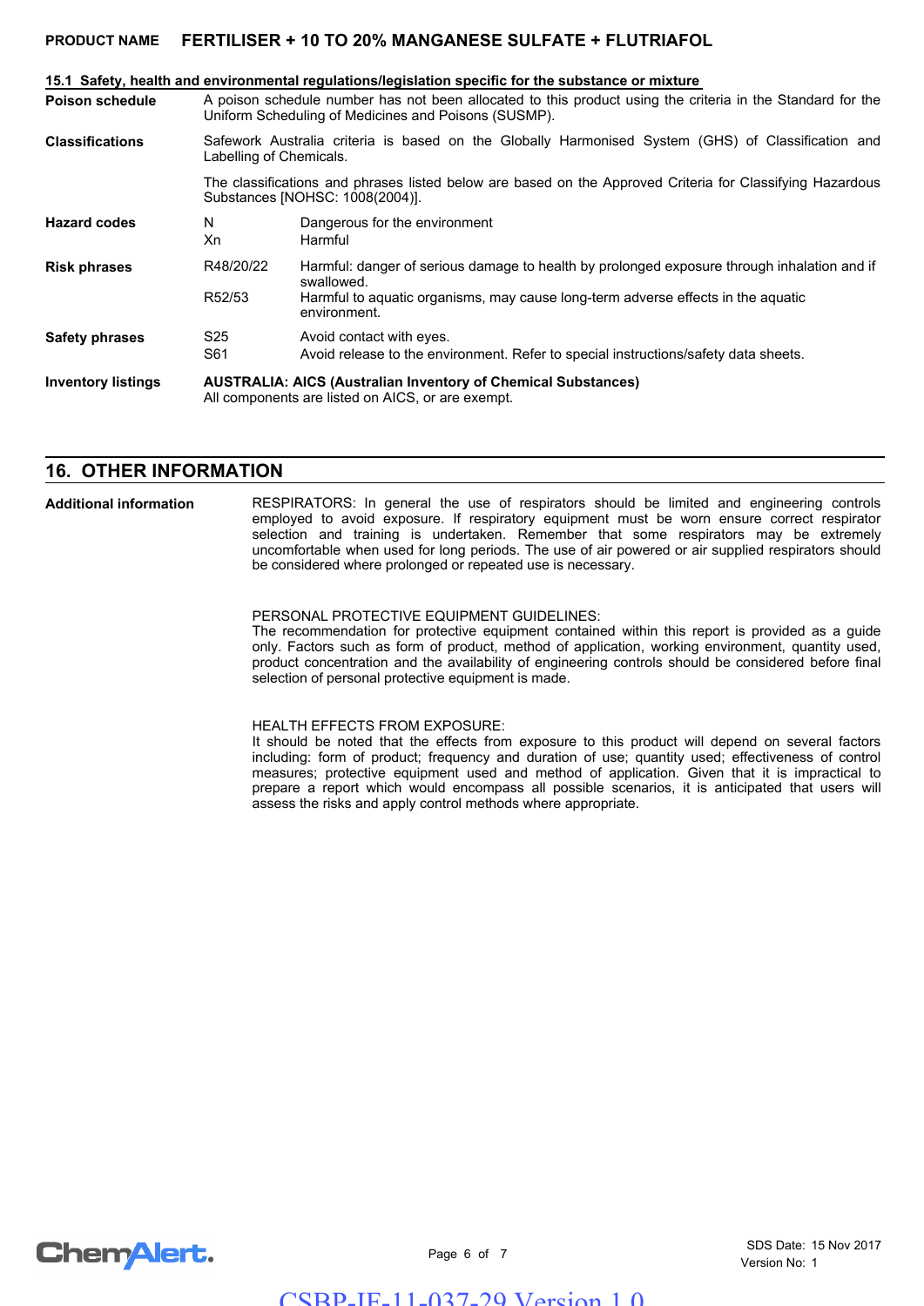**PRODUCT NAME** **FERTILISER + 10 TO 20% MANGANESE SULFATE + FLUTRIAFOL**

**15.1 Safety, health and environmental regulations/legislation specific for the substance or mixture**

**Poison schedule** A poison schedule number has not been allocated to this product using the criteria in the Standard for the Uniform Scheduling of Medicines and Poisons (SUSMP).

**Classifications** Safework Australia criteria is based on the Globally Harmonised System (GHS) of Classification and Labelling of Chemicals.

The classifications and phrases listed below are based on the Approved Criteria for Classifying Hazardous Substances [NOHSC: 1008(2004)].

| | | |
|---|---|---|
| **Hazard codes** | N | Dangerous for the environment |
| | Xn | Harmful |
| **Risk phrases** | R48/20/22 | Harmful: danger of serious damage to health by prolonged exposure through inhalation and if swallowed. |
| | R52/53 | Harmful to aquatic organisms, may cause long-term adverse effects in the aquatic environment. |
| **Safety phrases** | S25 | Avoid contact with eyes. |
| | S61 | Avoid release to the environment. Refer to special instructions/safety data sheets. |

**Inventory listings** **AUSTRALIA: AICS (Australian Inventory of Chemical Substances)**
All components are listed on AICS, or are exempt.

## 16. OTHER INFORMATION

**Additional information**

RESPIRATORS: In general the use of respirators should be limited and engineering controls employed to avoid exposure. If respiratory equipment must be worn ensure correct respirator selection and training is undertaken. Remember that some respirators may be extremely uncomfortable when used for long periods. The use of air powered or air supplied respirators should be considered where prolonged or repeated use is necessary.

PERSONAL PROTECTIVE EQUIPMENT GUIDELINES:
The recommendation for protective equipment contained within this report is provided as a guide only. Factors such as form of product, method of application, working environment, quantity used, product concentration and the availability of engineering controls should be considered before final selection of personal protective equipment is made.

HEALTH EFFECTS FROM EXPOSURE:
It should be noted that the effects from exposure to this product will depend on several factors including: form of product; frequency and duration of use; quantity used; effectiveness of control measures; protective equipment used and method of application. Given that it is impractical to prepare a report which would encompass all possible scenarios, it is anticipated that users will assess the risks and apply control methods where appropriate.

SDS Date: 15 Nov 2017
Version No: 1

CSBP-IF-11-037-29 Version 1.0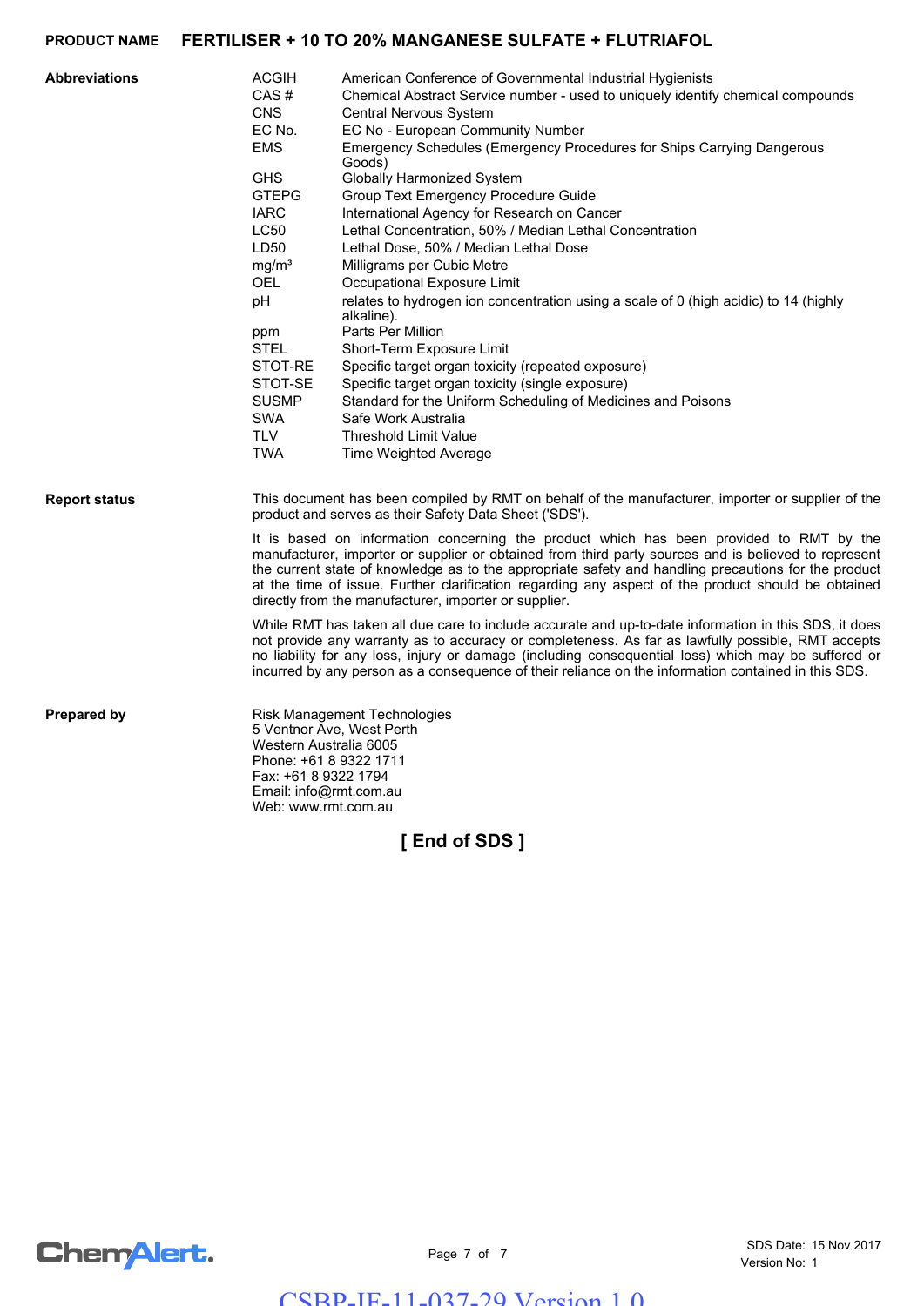**PRODUCT NAME** **FERTILISER + 10 TO 20% MANGANESE SULFATE + FLUTRIAFOL**

**Abbreviations**

| | |
|---|---|
| ACGIH | American Conference of Governmental Industrial Hygienists |
| CAS # | Chemical Abstract Service number - used to uniquely identify chemical compounds |
| CNS | Central Nervous System |
| EC No. | EC No - European Community Number |
| EMS | Emergency Schedules (Emergency Procedures for Ships Carrying Dangerous Goods) |
| GHS | Globally Harmonized System |
| GTEPG | Group Text Emergency Procedure Guide |
| IARC | International Agency for Research on Cancer |
| LC50 | Lethal Concentration, 50% / Median Lethal Concentration |
| LD50 | Lethal Dose, 50% / Median Lethal Dose |
| mg/m³ | Milligrams per Cubic Metre |
| OEL | Occupational Exposure Limit |
| pH | relates to hydrogen ion concentration using a scale of 0 (high acidic) to 14 (highly alkaline). |
| ppm | Parts Per Million |
| STEL | Short-Term Exposure Limit |
| STOT-RE | Specific target organ toxicity (repeated exposure) |
| STOT-SE | Specific target organ toxicity (single exposure) |
| SUSMP | Standard for the Uniform Scheduling of Medicines and Poisons |
| SWA | Safe Work Australia |
| TLV | Threshold Limit Value |
| TWA | Time Weighted Average |

**Report status**

This document has been compiled by RMT on behalf of the manufacturer, importer or supplier of the product and serves as their Safety Data Sheet ('SDS').

It is based on information concerning the product which has been provided to RMT by the manufacturer, importer or supplier or obtained from third party sources and is believed to represent the current state of knowledge as to the appropriate safety and handling precautions for the product at the time of issue. Further clarification regarding any aspect of the product should be obtained directly from the manufacturer, importer or supplier.

While RMT has taken all due care to include accurate and up-to-date information in this SDS, it does not provide any warranty as to accuracy or completeness. As far as lawfully possible, RMT accepts no liability for any loss, injury or damage (including consequential loss) which may be suffered or incurred by any person as a consequence of their reliance on the information contained in this SDS.

**Prepared by**

Risk Management Technologies
5 Ventnor Ave, West Perth
Western Australia 6005
Phone: +61 8 9322 1711
Fax: +61 8 9322 1794
Email: info@rmt.com.au
Web: www.rmt.com.au

**[ End of SDS ]**

SDS Date: 15 Nov 2017
Version No: 1

CSBP-IF-11-037-29 Version 1.0